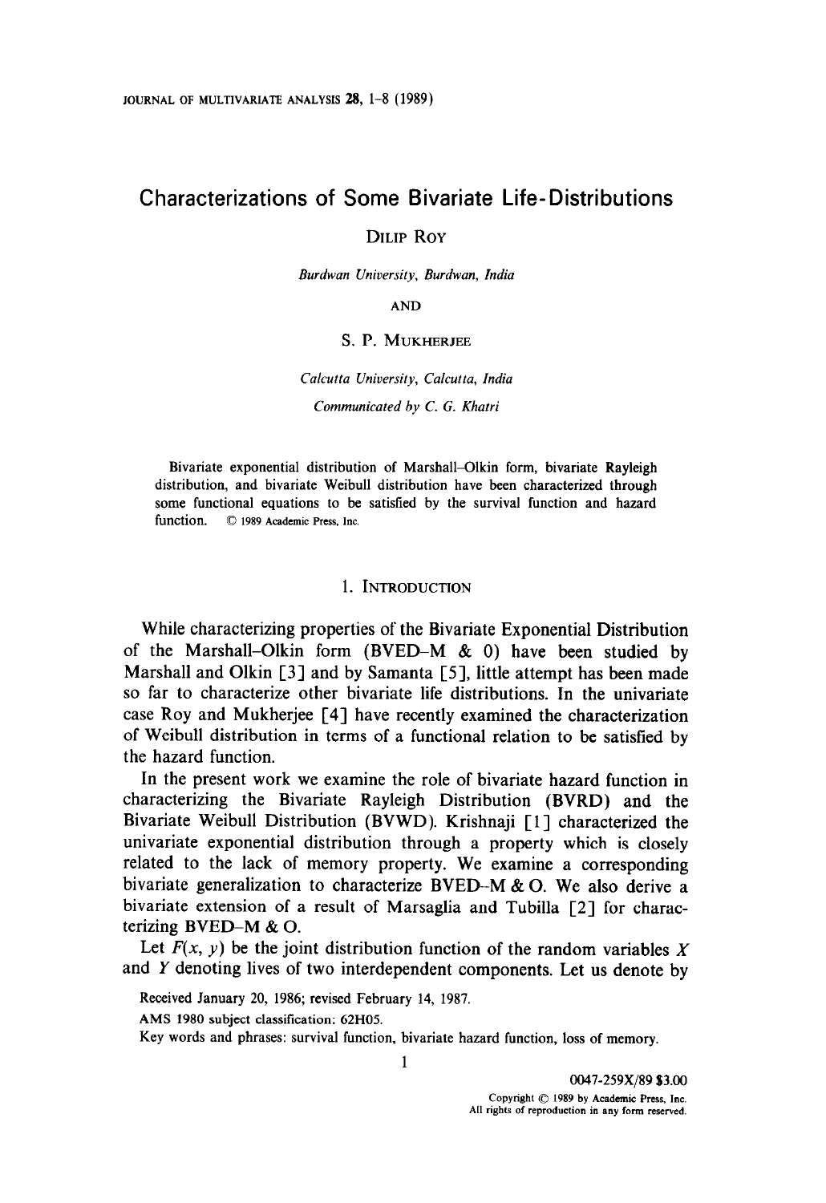# Characterizations of Some Bivariate Life-Distributions

Dilip Roy

*Burdwan University, Burdwan, India*

AND

S. P. Mukherjee

*Calcutta University, Calcutta, India*

*Communicated by C. G. Khatri*

Bivariate exponential distribution of Marshall–Olkin form, bivariate Rayleigh distribution, and bivariate Weibull distribution have been characterized through some functional equations to be satisfied by the survival function and hazard function. © 1989 Academic Press, Inc.

## 1. Introduction

While characterizing properties of the Bivariate Exponential Distribution of the Marshall–Olkin form (BVED–M & O) have been studied by Marshall and Olkin [3] and by Samanta [5], little attempt has been made so far to characterize other bivariate life distributions. In the univariate case Roy and Mukherjee [4] have recently examined the characterization of Weibull distribution in terms of a functional relation to be satisfied by the hazard function.

In the present work we examine the role of bivariate hazard function in characterizing the Bivariate Rayleigh Distribution (BVRD) and the Bivariate Weibull Distribution (BVWD). Krishnaji [1] characterized the univariate exponential distribution through a property which is closely related to the lack of memory property. We examine a corresponding bivariate generalization to characterize BVED–M & O. We also derive a bivariate extension of a result of Marsaglia and Tubilla [2] for characterizing BVED–M & O.

Let $F(x, y)$ be the joint distribution function of the random variables $X$ and $Y$ denoting lives of two interdependent components. Let us denote by

Received January 20, 1986; revised February 14, 1987.

AMS 1980 subject classification: 62H05.

Key words and phrases: survival function, bivariate hazard function, loss of memory.

0047-259X/89 $3.00
Copyright © 1989 by Academic Press, Inc.
All rights of reproduction in any form reserved.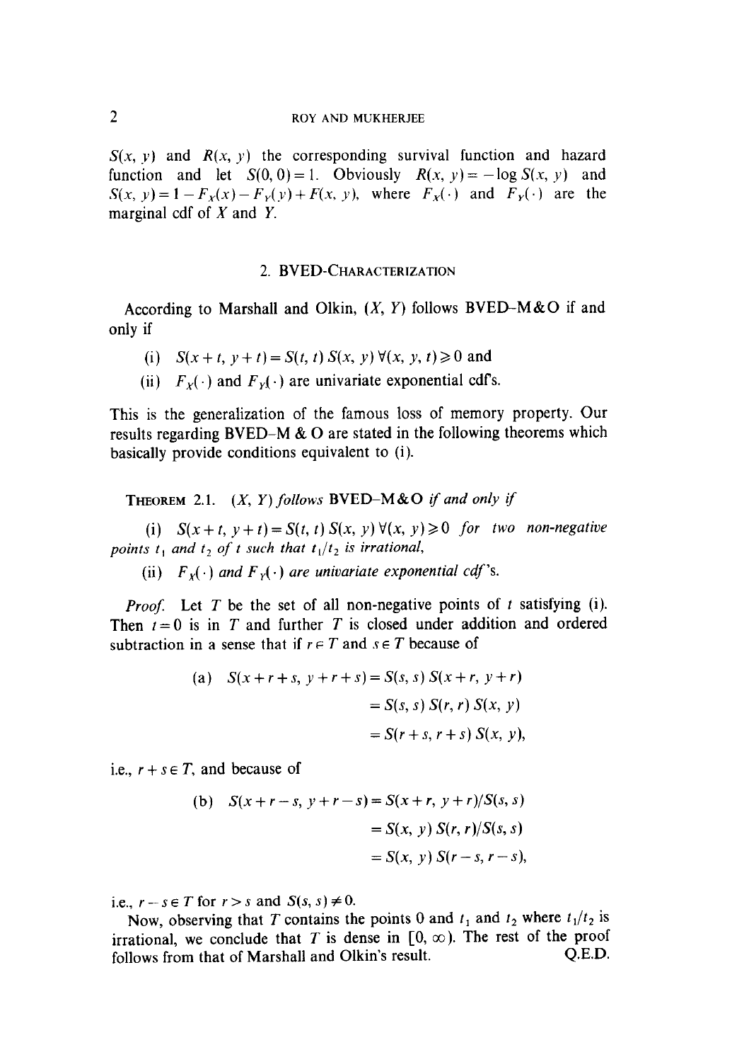$S(x, y)$ and $R(x, y)$ the corresponding survival function and hazard function and let $S(0, 0) = 1$. Obviously $R(x, y) = -\log S(x, y)$ and $S(x, y) = 1 - F_X(x) - F_Y(y) + F(x, y)$, where $F_X(\cdot)$ and $F_Y(\cdot)$ are the marginal cdf of $X$ and $Y$.

## 2. BVED-Characterization

According to Marshall and Olkin, $(X, Y)$ follows BVED–M&O if and only if

(i) $S(x+t, y+t) = S(t, t)\, S(x, y)\ \forall (x, y, t) \geqslant 0$ and

(ii) $F_X(\cdot)$ and $F_Y(\cdot)$ are univariate exponential cdf's.

This is the generalization of the famous loss of memory property. Our results regarding BVED–M & O are stated in the following theorems which basically provide conditions equivalent to (i).

**Theorem 2.1.** *$(X, Y)$ follows* BVED–M&O *if and only if*

(i) *$S(x+t, y+t) = S(t, t)\, S(x, y)\ \forall (x, y) \geqslant 0$ for two non-negative points $t_1$ and $t_2$ of $t$ such that $t_1/t_2$ is irrational,*

(ii) *$F_X(\cdot)$ and $F_Y(\cdot)$ are univariate exponential cdf's.*

*Proof.* Let $T$ be the set of all non-negative points of $t$ satisfying (i). Then $t = 0$ is in $T$ and further $T$ is closed under addition and ordered subtraction in a sense that if $r \in T$ and $s \in T$ because of

$$
\begin{aligned}
\text{(a)}\quad S(x+r+s, y+r+s) &= S(s, s)\, S(x+r, y+r) \\
&= S(s, s)\, S(r, r)\, S(x, y) \\
&= S(r+s, r+s)\, S(x, y),
\end{aligned}
$$

i.e., $r + s \in T$, and because of

$$
\begin{aligned}
\text{(b)}\quad S(x+r-s, y+r-s) &= S(x+r, y+r)/S(s, s) \\
&= S(x, y)\, S(r, r)/S(s, s) \\
&= S(x, y)\, S(r-s, r-s),
\end{aligned}
$$

i.e., $r - s \in T$ for $r > s$ and $S(s, s) \neq 0$.

Now, observing that $T$ contains the points 0 and $t_1$ and $t_2$ where $t_1/t_2$ is irrational, we conclude that $T$ is dense in $[0, \infty)$. The rest of the proof follows from that of Marshall and Olkin's result. Q.E.D.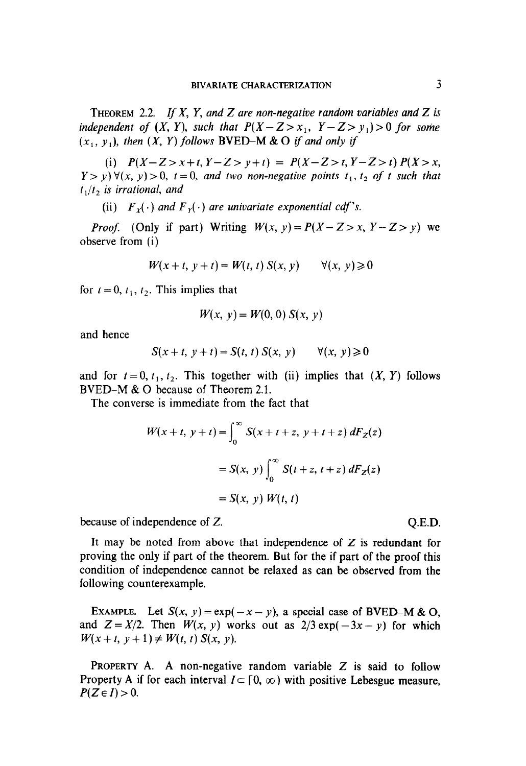**Theorem 2.2.** *If $X$, $Y$, and $Z$ are non-negative random variables and $Z$ is independent of $(X, Y)$, such that $P(X-Z>x_1,\ Y-Z>y_1)>0$ for some $(x_1, y_1)$, then $(X, Y)$ follows* BVED–M & O *if and only if*

(i) $P(X-Z>x+t, Y-Z>y+t) = P(X-Z>t, Y-Z>t)\, P(X>x, Y>y)\ \forall (x, y)>0$, $t=0$, *and two non-negative points $t_1, t_2$ of $t$ such that $t_1/t_2$ is irrational, and*

(ii) *$F_X(\cdot)$ and $F_Y(\cdot)$ are univariate exponential cdf's.*

*Proof.* (Only if part) Writing $W(x, y)=P(X-Z>x, Y-Z>y)$ we observe from (i)

$$W(x+t, y+t)=W(t, t)\, S(x, y) \qquad \forall (x, y) \geqslant 0$$

for $t=0, t_1, t_2$. This implies that

$$W(x, y)=W(0, 0)\, S(x, y)$$

and hence

$$S(x+t, y+t)=S(t, t)\, S(x, y) \qquad \forall (x, y) \geqslant 0$$

and for $t=0, t_1, t_2$. This together with (ii) implies that $(X, Y)$ follows BVED–M & O because of Theorem 2.1.

The converse is immediate from the fact that

$$\begin{aligned} W(x+t, y+t) &= \int_0^\infty S(x+t+z, y+t+z)\, dF_Z(z) \\ &= S(x, y) \int_0^\infty S(t+z, t+z)\, dF_Z(z) \\ &= S(x, y)\, W(t, t) \end{aligned}$$

because of independence of $Z$. Q.E.D.

It may be noted from above that independence of $Z$ is redundant for proving the only if part of the theorem. But for the if part of the proof this condition of independence cannot be relaxed as can be observed from the following counterexample.

**Example.** Let $S(x, y)=\exp(-x-y)$, a special case of BVED–M & O, and $Z=X/2$. Then $W(x, y)$ works out as $2/3 \exp(-3x-y)$ for which $W(x+t, y+1) \neq W(t, t)\, S(x, y)$.

**Property A.** A non-negative random variable $Z$ is said to follow Property A if for each interval $I \subset [0, \infty)$ with positive Lebesgue measure, $P(Z \in I)>0$.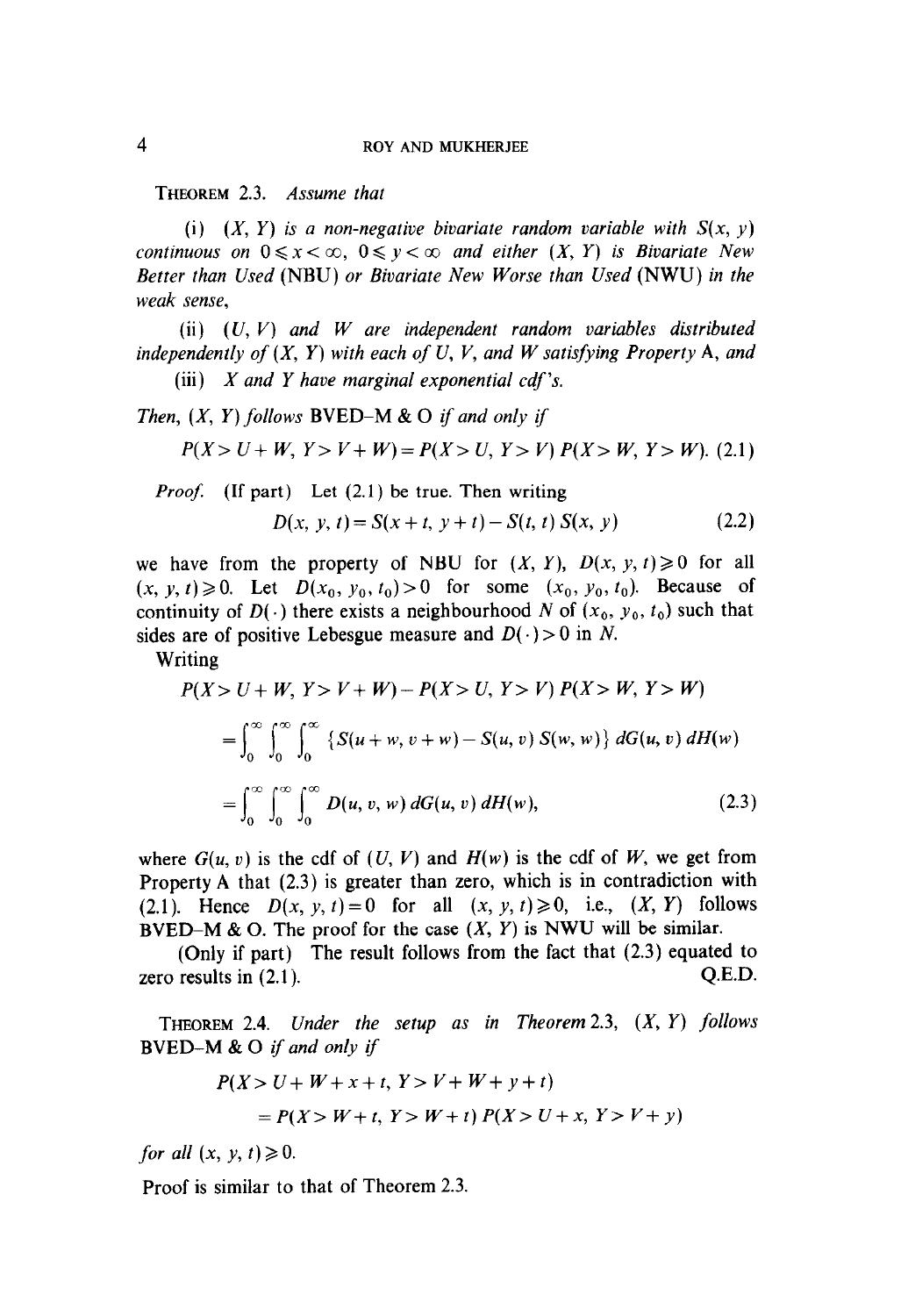THEOREM 2.3. *Assume that*

(i) *$(X, Y)$ is a non-negative bivariate random variable with $S(x, y)$ continuous on $0 \leqslant x < \infty$, $0 \leqslant y < \infty$ and either $(X, Y)$ is Bivariate New Better than Used* (NBU) *or Bivariate New Worse than Used* (NWU) *in the weak sense,*

(ii) *$(U, V)$ and $W$ are independent random variables distributed independently of $(X, Y)$ with each of $U$, $V$, and $W$ satisfying Property* A, *and*

(iii) *$X$ and $Y$ have marginal exponential cdf's.*

*Then, $(X, Y)$ follows* BVED–M & O *if and only if*

$$P(X > U + W, Y > V + W) = P(X > U, Y > V)\, P(X > W, Y > W). \tag{2.1}$$

*Proof.* (If part) Let (2.1) be true. Then writing

$$D(x, y, t) = S(x + t, y + t) - S(t, t)\, S(x, y) \tag{2.2}$$

we have from the property of NBU for $(X, Y)$, $D(x, y, t) \geqslant 0$ for all $(x, y, t) \geqslant 0$. Let $D(x_0, y_0, t_0) > 0$ for some $(x_0, y_0, t_0)$. Because of continuity of $D(\cdot)$ there exists a neighbourhood $N$ of $(x_0, y_0, t_0)$ such that sides are of positive Lebesgue measure and $D(\cdot) > 0$ in $N$.

Writing

$$\begin{aligned}
&P(X > U + W, Y > V + W) - P(X > U, Y > V)\, P(X > W, Y > W) \\
&= \int_0^\infty \int_0^\infty \int_0^\infty \{S(u + w, v + w) - S(u, v)\, S(w, w)\}\, dG(u, v)\, dH(w) \\
&= \int_0^\infty \int_0^\infty \int_0^\infty D(u, v, w)\, dG(u, v)\, dH(w),
\end{aligned} \tag{2.3}$$

where $G(u, v)$ is the cdf of $(U, V)$ and $H(w)$ is the cdf of $W$, we get from Property A that (2.3) is greater than zero, which is in contradiction with (2.1). Hence $D(x, y, t) = 0$ for all $(x, y, t) \geqslant 0$, i.e., $(X, Y)$ follows BVED–M & O. The proof for the case $(X, Y)$ is NWU will be similar.

(Only if part) The result follows from the fact that (2.3) equated to zero results in (2.1). Q.E.D.

THEOREM 2.4. *Under the setup as in Theorem* 2.3, *$(X, Y)$ follows* BVED–M & O *if and only if*

$$\begin{aligned}
&P(X > U + W + x + t, Y > V + W + y + t) \\
&\quad = P(X > W + t, Y > W + t)\, P(X > U + x, Y > V + y)
\end{aligned}$$

*for all $(x, y, t) \geqslant 0$.*

Proof is similar to that of Theorem 2.3.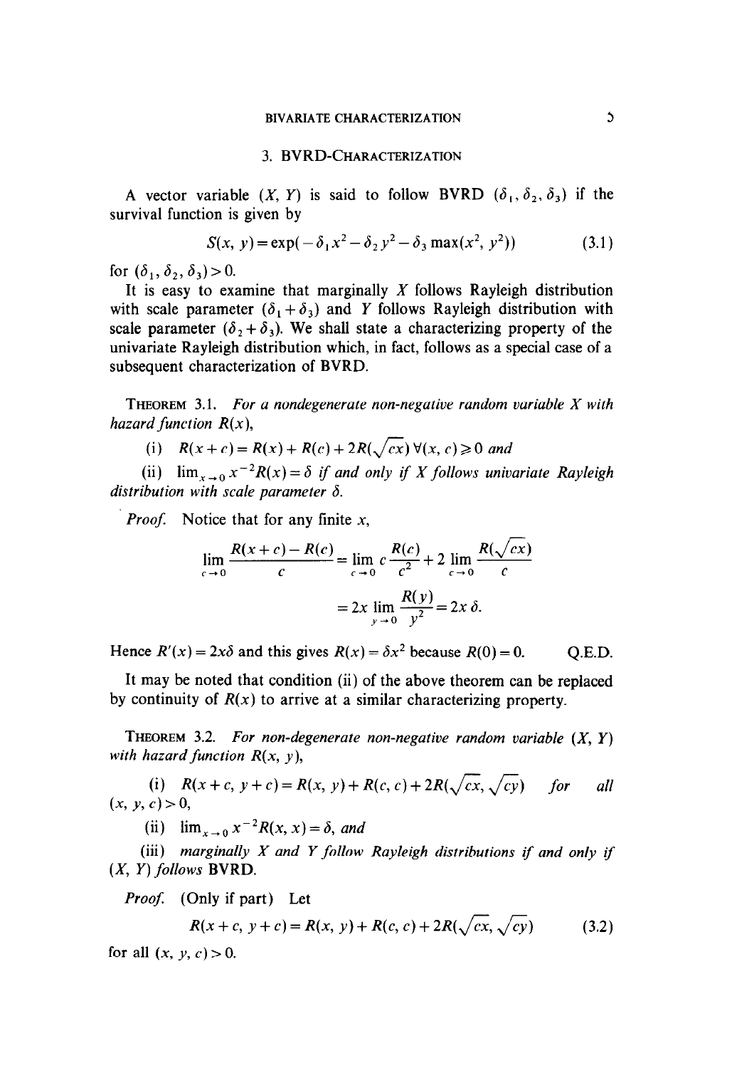## 3. BVRD-Characterization

A vector variable $(X, Y)$ is said to follow BVRD $(\delta_1, \delta_2, \delta_3)$ if the survival function is given by

$$S(x, y) = \exp(-\delta_1 x^2 - \delta_2 y^2 - \delta_3 \max(x^2, y^2)) \tag{3.1}$$

for $(\delta_1, \delta_2, \delta_3) > 0$.

It is easy to examine that marginally $X$ follows Rayleigh distribution with scale parameter $(\delta_1 + \delta_3)$ and $Y$ follows Rayleigh distribution with scale parameter $(\delta_2 + \delta_3)$. We shall state a characterizing property of the univariate Rayleigh distribution which, in fact, follows as a special case of a subsequent characterization of BVRD.

**Theorem 3.1.** *For a nondegenerate non-negative random variable $X$ with hazard function $R(x)$,*

(i) $R(x+c) = R(x) + R(c) + 2R(\sqrt{cx})\ \forall (x, c) \geq 0$ *and*

(ii) $\lim_{x \to 0} x^{-2} R(x) = \delta$ *if and only if $X$ follows univariate Rayleigh distribution with scale parameter $\delta$.*

*Proof.* Notice that for any finite $x$,

$$\lim_{c \to 0} \frac{R(x+c) - R(c)}{c} = \lim_{c \to 0} c \frac{R(c)}{c^2} + 2 \lim_{c \to 0} \frac{R(\sqrt{cx})}{c}$$

$$= 2x \lim_{y \to 0} \frac{R(y)}{y^2} = 2x\,\delta.$$

Hence $R'(x) = 2x\delta$ and this gives $R(x) = \delta x^2$ because $R(0) = 0$. Q.E.D.

It may be noted that condition (ii) of the above theorem can be replaced by continuity of $R(x)$ to arrive at a similar characterizing property.

**Theorem 3.2.** *For non-degenerate non-negative random variable $(X, Y)$ with hazard function $R(x, y)$,*

(i) $R(x+c, y+c) = R(x, y) + R(c, c) + 2R(\sqrt{cx}, \sqrt{cy})$ *for all $(x, y, c) > 0$,*

(ii) $\lim_{x \to 0} x^{-2} R(x, x) = \delta$, *and*

(iii) *marginally $X$ and $Y$ follow Rayleigh distributions if and only if $(X, Y)$ follows* BVRD.

*Proof.* (Only if part) Let

$$R(x+c, y+c) = R(x, y) + R(c, c) + 2R(\sqrt{cx}, \sqrt{cy}) \tag{3.2}$$

for all $(x, y, c) > 0$.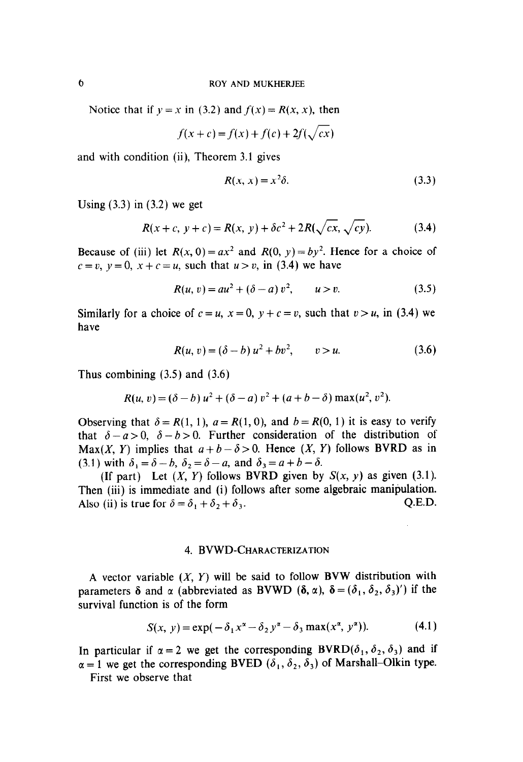Notice that if $y = x$ in (3.2) and $f(x) = R(x, x)$, then

$$f(x + c) = f(x) + f(c) + 2f(\sqrt{cx})$$

and with condition (ii), Theorem 3.1 gives

$$R(x, x) = x^2 \delta. \tag{3.3}$$

Using (3.3) in (3.2) we get

$$R(x + c, y + c) = R(x, y) + \delta c^2 + 2R(\sqrt{cx}, \sqrt{cy}). \tag{3.4}$$

Because of (iii) let $R(x, 0) = ax^2$ and $R(0, y) = by^2$. Hence for a choice of $c = v$, $y = 0$, $x + c = u$, such that $u > v$, in (3.4) we have

$$R(u, v) = au^2 + (\delta - a) v^2, \qquad u > v. \tag{3.5}$$

Similarly for a choice of $c = u$, $x = 0$, $y + c = v$, such that $v > u$, in (3.4) we have

$$R(u, v) = (\delta - b) u^2 + bv^2, \qquad v > u. \tag{3.6}$$

Thus combining (3.5) and (3.6)

$$R(u, v) = (\delta - b) u^2 + (\delta - a) v^2 + (a + b - \delta) \max(u^2, v^2).$$

Observing that $\delta = R(1, 1)$, $a = R(1, 0)$, and $b = R(0, 1)$ it is easy to verify that $\delta - a > 0$, $\delta - b > 0$. Further consideration of the distribution of $\text{Max}(X, Y)$ implies that $a + b - \delta > 0$. Hence $(X, Y)$ follows BVRD as in (3.1) with $\delta_1 = \delta - b$, $\delta_2 = \delta - a$, and $\delta_3 = a + b - \delta$.

(If part) Let $(X, Y)$ follows BVRD given by $S(x, y)$ as given (3.1). Then (iii) is immediate and (i) follows after some algebraic manipulation. Also (ii) is true for $\delta = \delta_1 + \delta_2 + \delta_3$. Q.E.D.

## 4. BVWD-Characterization

A vector variable $(X, Y)$ will be said to follow BVW distribution with parameters $\boldsymbol{\delta}$ and $\alpha$ (abbreviated as BVWD $(\boldsymbol{\delta}, \alpha)$, $\boldsymbol{\delta} = (\delta_1, \delta_2, \delta_3)'$) if the survival function is of the form

$$S(x, y) = \exp(-\delta_1 x^\alpha - \delta_2 y^\alpha - \delta_3 \max(x^\alpha, y^\alpha)). \tag{4.1}$$

In particular if $\alpha = 2$ we get the corresponding $\text{BVRD}(\delta_1, \delta_2, \delta_3)$ and if $\alpha = 1$ we get the corresponding BVED $(\delta_1, \delta_2, \delta_3)$ of Marshall–Olkin type.

First we observe that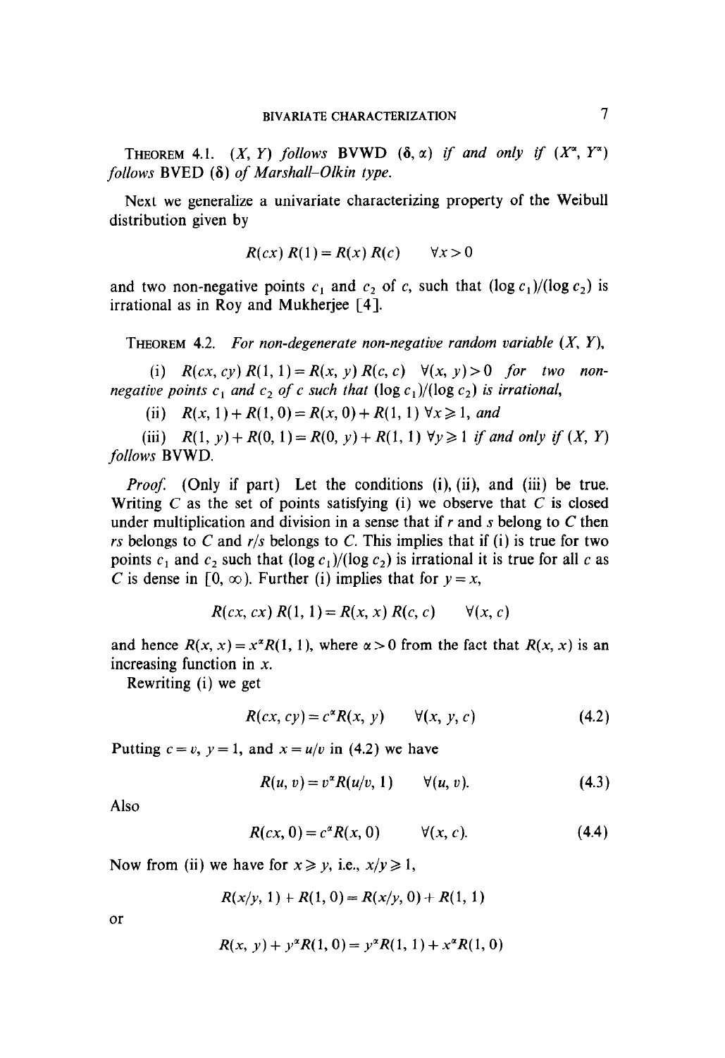**Theorem 4.1.** *$(X, Y)$ follows* BVWD $(\boldsymbol{\delta}, \alpha)$ *if and only if* $(X^\alpha, Y^\alpha)$ *follows* BVED $(\boldsymbol{\delta})$ *of Marshall–Olkin type.*

Next we generalize a univariate characterizing property of the Weibull distribution given by

$$R(cx)\,R(1) = R(x)\,R(c) \qquad \forall x > 0$$

and two non-negative points $c_1$ and $c_2$ of $c$, such that $(\log c_1)/(\log c_2)$ is irrational as in Roy and Mukherjee [4].

**Theorem 4.2.** *For non-degenerate non-negative random variable $(X, Y)$,*

(i) *$R(cx, cy)\,R(1, 1) = R(x, y)\,R(c, c)$ $\forall (x, y) > 0$ for two non-negative points $c_1$ and $c_2$ of $c$ such that $(\log c_1)/(\log c_2)$ is irrational,*

(ii) *$R(x, 1) + R(1, 0) = R(x, 0) + R(1, 1)$ $\forall x \geqslant 1$, and*

(iii) *$R(1, y) + R(0, 1) = R(0, y) + R(1, 1)$ $\forall y \geqslant 1$ if and only if $(X, Y)$ follows* BVWD.

*Proof.* (Only if part) Let the conditions (i), (ii), and (iii) be true. Writing $C$ as the set of points satisfying (i) we observe that $C$ is closed under multiplication and division in a sense that if $r$ and $s$ belong to $C$ then $rs$ belongs to $C$ and $r/s$ belongs to $C$. This implies that if (i) is true for two points $c_1$ and $c_2$ such that $(\log c_1)/(\log c_2)$ is irrational it is true for all $c$ as $C$ is dense in $[0, \infty)$. Further (i) implies that for $y = x$,

$$R(cx, cx)\,R(1, 1) = R(x, x)\,R(c, c) \qquad \forall (x, c)$$

and hence $R(x, x) = x^\alpha R(1, 1)$, where $\alpha > 0$ from the fact that $R(x, x)$ is an increasing function in $x$.

Rewriting (i) we get

$$R(cx, cy) = c^\alpha R(x, y) \qquad \forall (x, y, c) \tag{4.2}$$

Putting $c = v$, $y = 1$, and $x = u/v$ in (4.2) we have

$$R(u, v) = v^\alpha R(u/v, 1) \qquad \forall (u, v). \tag{4.3}$$

Also

$$R(cx, 0) = c^\alpha R(x, 0) \qquad \forall (x, c). \tag{4.4}$$

Now from (ii) we have for $x \geqslant y$, i.e., $x/y \geqslant 1$,

$$R(x/y, 1) + R(1, 0) = R(x/y, 0) + R(1, 1)$$

or

$$R(x, y) + y^\alpha R(1, 0) = y^\alpha R(1, 1) + x^\alpha R(1, 0)$$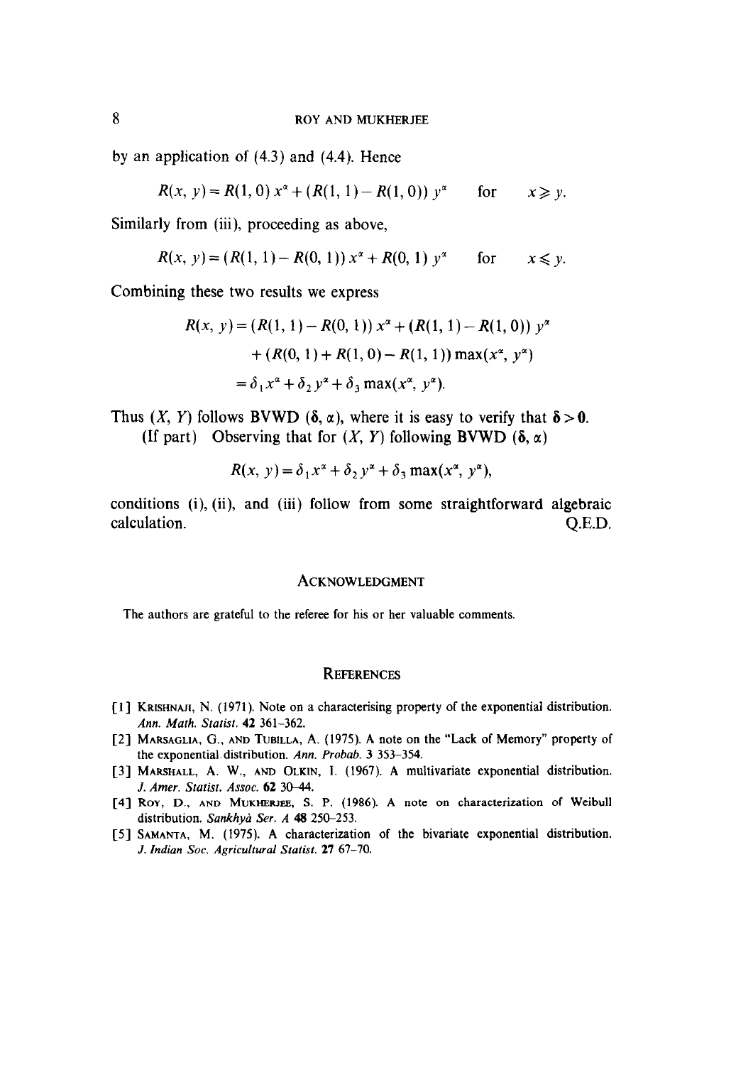by an application of (4.3) and (4.4). Hence

$$R(x, y) = R(1, 0)\, x^{\alpha} + (R(1, 1) - R(1, 0))\, y^{\alpha} \qquad \text{for} \qquad x \geqslant y.$$

Similarly from (iii), proceeding as above,

$$R(x, y) = (R(1, 1) - R(0, 1))\, x^{\alpha} + R(0, 1)\, y^{\alpha} \qquad \text{for} \qquad x \leqslant y.$$

Combining these two results we express

$$\begin{aligned} R(x, y) &= (R(1, 1) - R(0, 1))\, x^{\alpha} + (R(1, 1) - R(1, 0))\, y^{\alpha} \\ &\quad + (R(0, 1) + R(1, 0) - R(1, 1)) \max(x^{\alpha}, y^{\alpha}) \\ &= \delta_1 x^{\alpha} + \delta_2 y^{\alpha} + \delta_3 \max(x^{\alpha}, y^{\alpha}). \end{aligned}$$

Thus $(X, Y)$ follows BVWD $(\boldsymbol{\delta}, \alpha)$, where it is easy to verify that $\boldsymbol{\delta} > \mathbf{0}$.

(If part) Observing that for $(X, Y)$ following BVWD $(\boldsymbol{\delta}, \alpha)$

$$R(x, y) = \delta_1 x^{\alpha} + \delta_2 y^{\alpha} + \delta_3 \max(x^{\alpha}, y^{\alpha}),$$

conditions (i), (ii), and (iii) follow from some straightforward algebraic calculation. Q.E.D.

## Acknowledgment

The authors are grateful to the referee for his or her valuable comments.

## References

[1] Krishnaji, N. (1971). Note on a characterising property of the exponential distribution. *Ann. Math. Statist.* **42** 361–362.

[2] Marsaglia, G., and Tubilla, A. (1975). A note on the "Lack of Memory" property of the exponential distribution. *Ann. Probab.* **3** 353–354.

[3] Marshall, A. W., and Olkin, I. (1967). A multivariate exponential distribution. *J. Amer. Statist. Assoc.* **62** 30–44.

[4] Roy, D., and Mukherjee, S. P. (1986). A note on characterization of Weibull distribution. *Sankhyā Ser. A* **48** 250–253.

[5] Samanta, M. (1975). A characterization of the bivariate exponential distribution. *J. Indian Soc. Agricultural Statist.* **27** 67–70.